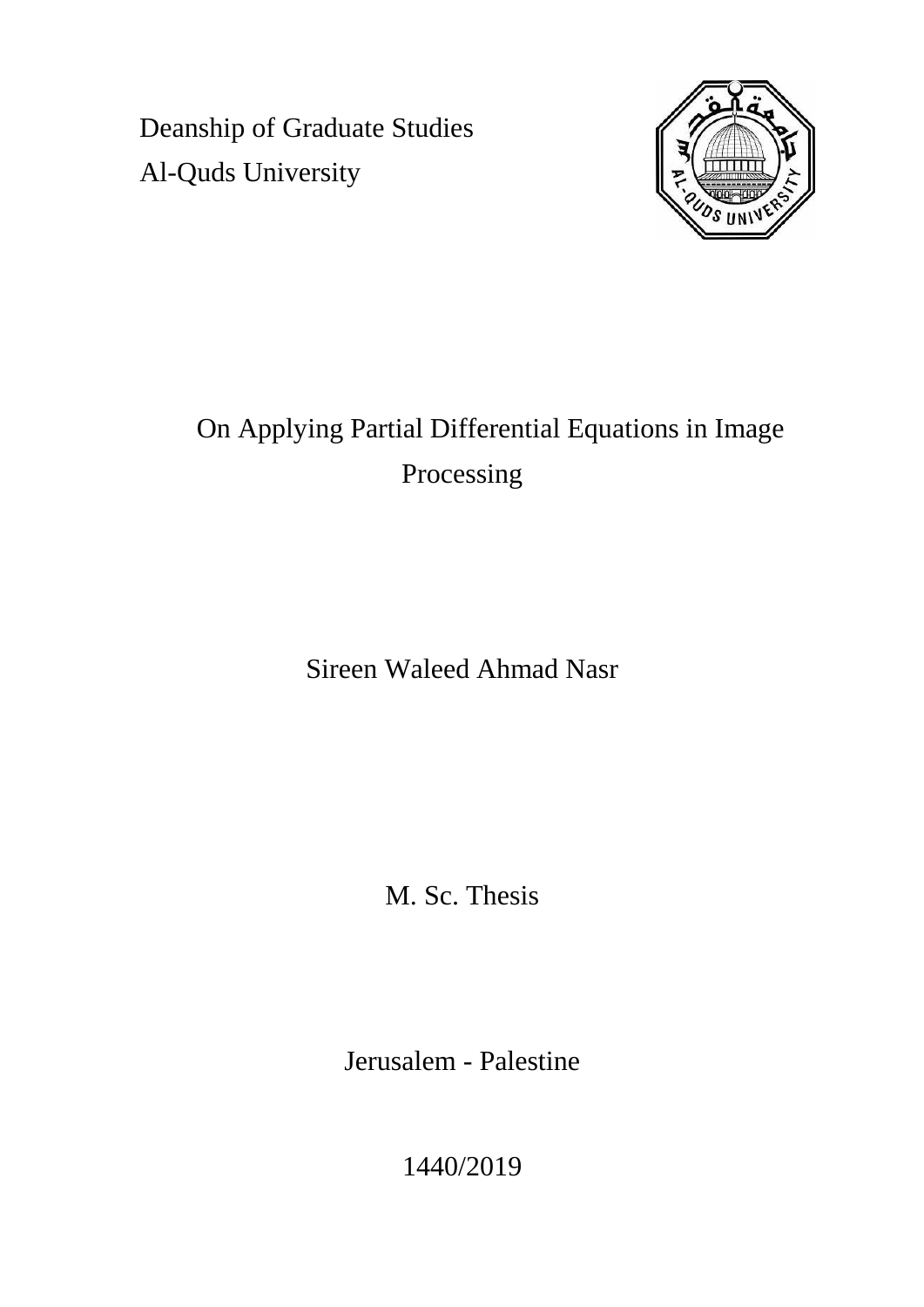Deanship of Graduate Studies

Al-Quds University

# On Applying Partial Differential Equations in Image Processing

Sireen Waleed Ahmad Nasr

M. Sc. Thesis

Jerusalem - Palestine

1440/2019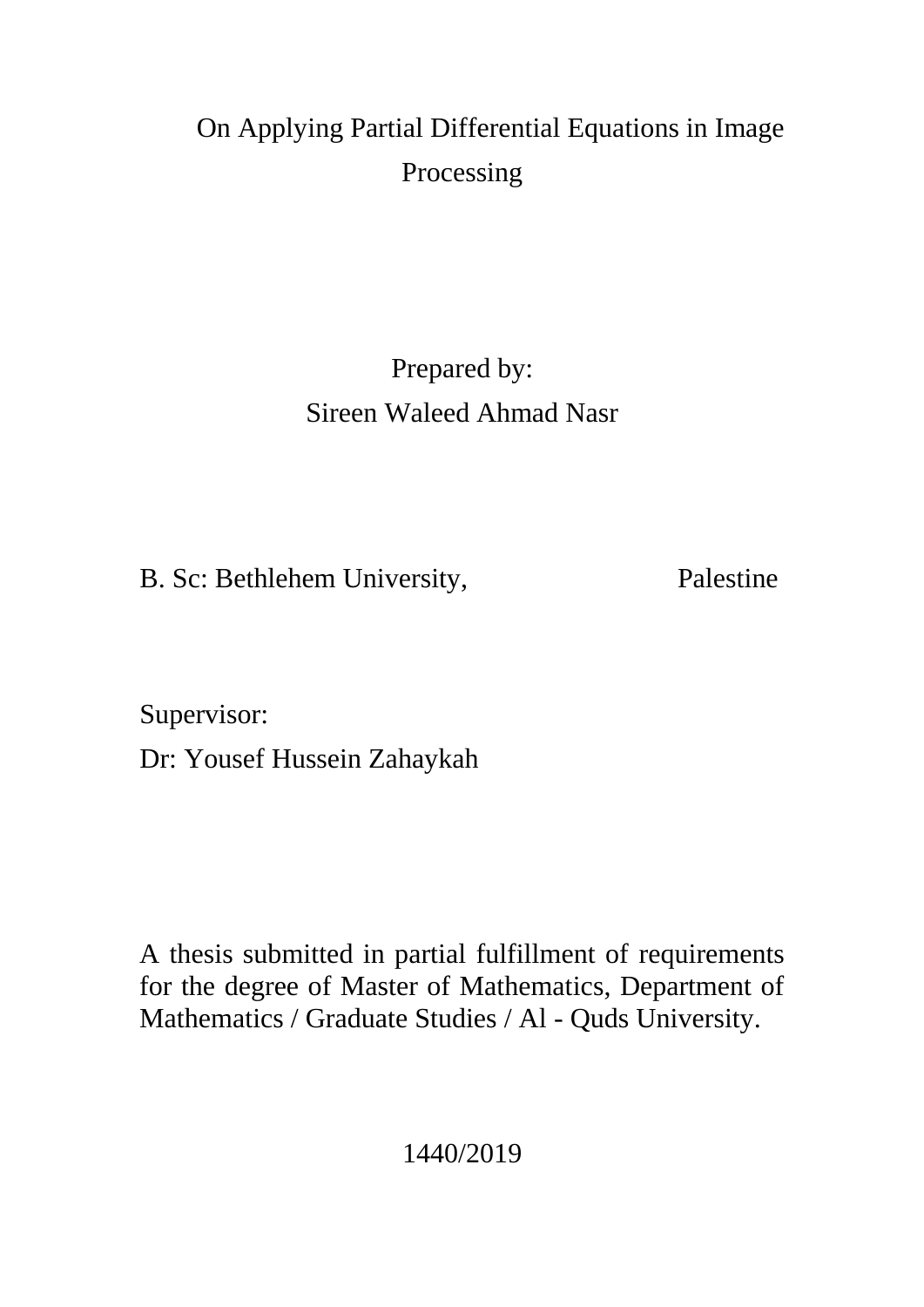# On Applying Partial Differential Equations in Image Processing

Prepared by:

Sireen Waleed Ahmad Nasr

B. Sc: Bethlehem University, Palestine

Supervisor:

Dr: Yousef Hussein Zahaykah

A thesis submitted in partial fulfillment of requirements for the degree of Master of Mathematics, Department of Mathematics / Graduate Studies / Al - Quds University.

1440/2019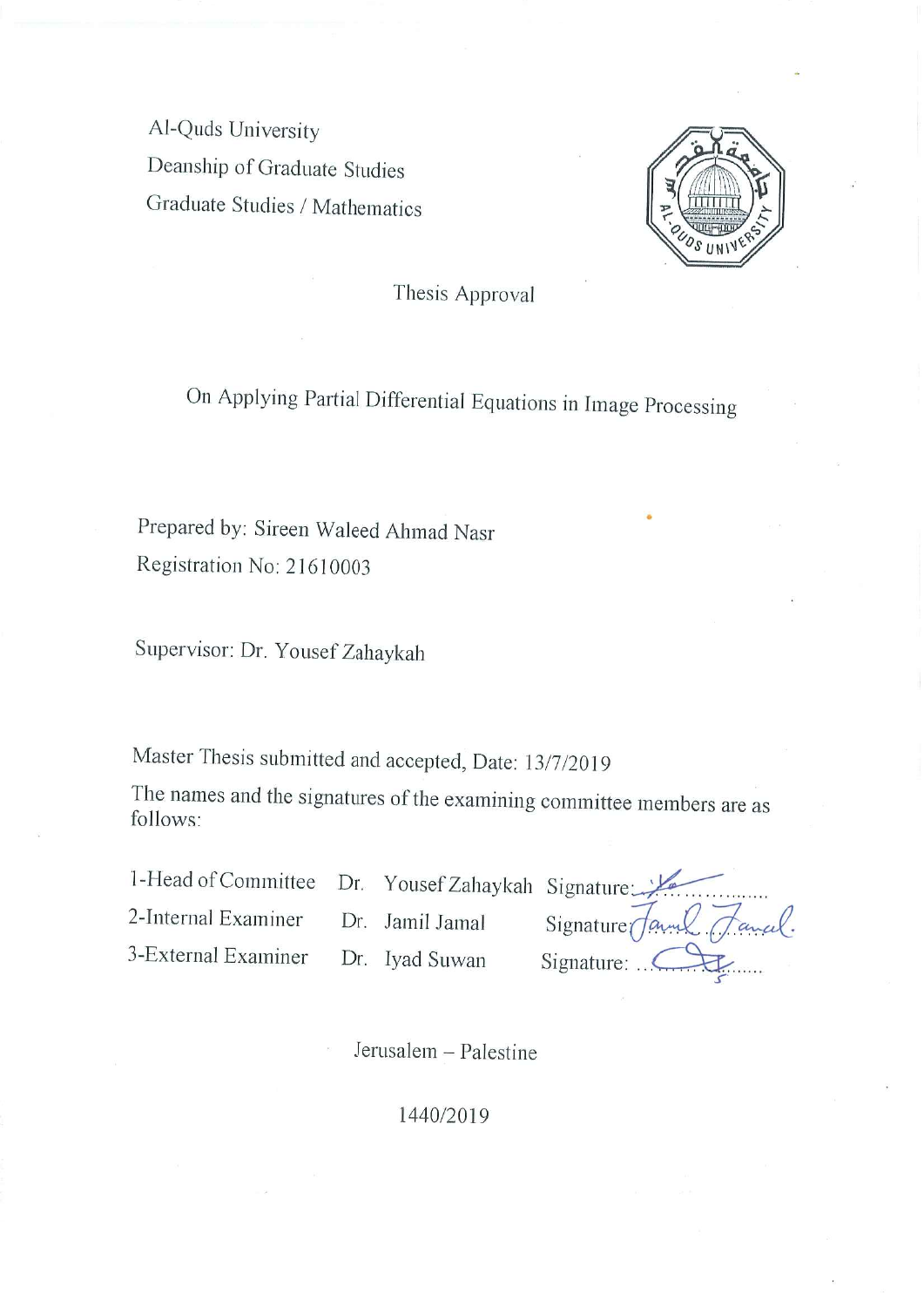Al-Quds University

Deanship of Graduate Studies

Graduate Studies / Mathematics

Thesis Approval

# On Applying Partial Differential Equations in Image Processing

Prepared by: Sireen Waleed Ahmad Nasr

Registration No: 21610003

Supervisor: Dr. Yousef Zahaykah

Master Thesis submitted and accepted, Date: 13/7/2019

The names and the signatures of the examining committee members are as follows:

| | | |
|---|---|---|
| 1-Head of Committee | Dr. Yousef Zahaykah | Signature: |
| 2-Internal Examiner | Dr. Jamil Jamal | Signature: |
| 3-External Examiner | Dr. Iyad Suwan | Signature: |

Jerusalem – Palestine

1440/2019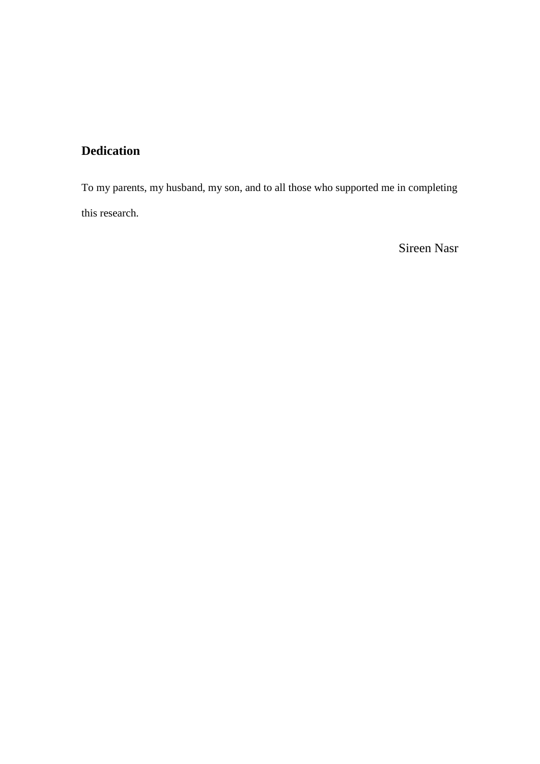## Dedication

To my parents, my husband, my son, and to all those who supported me in completing this research.

Sireen Nasr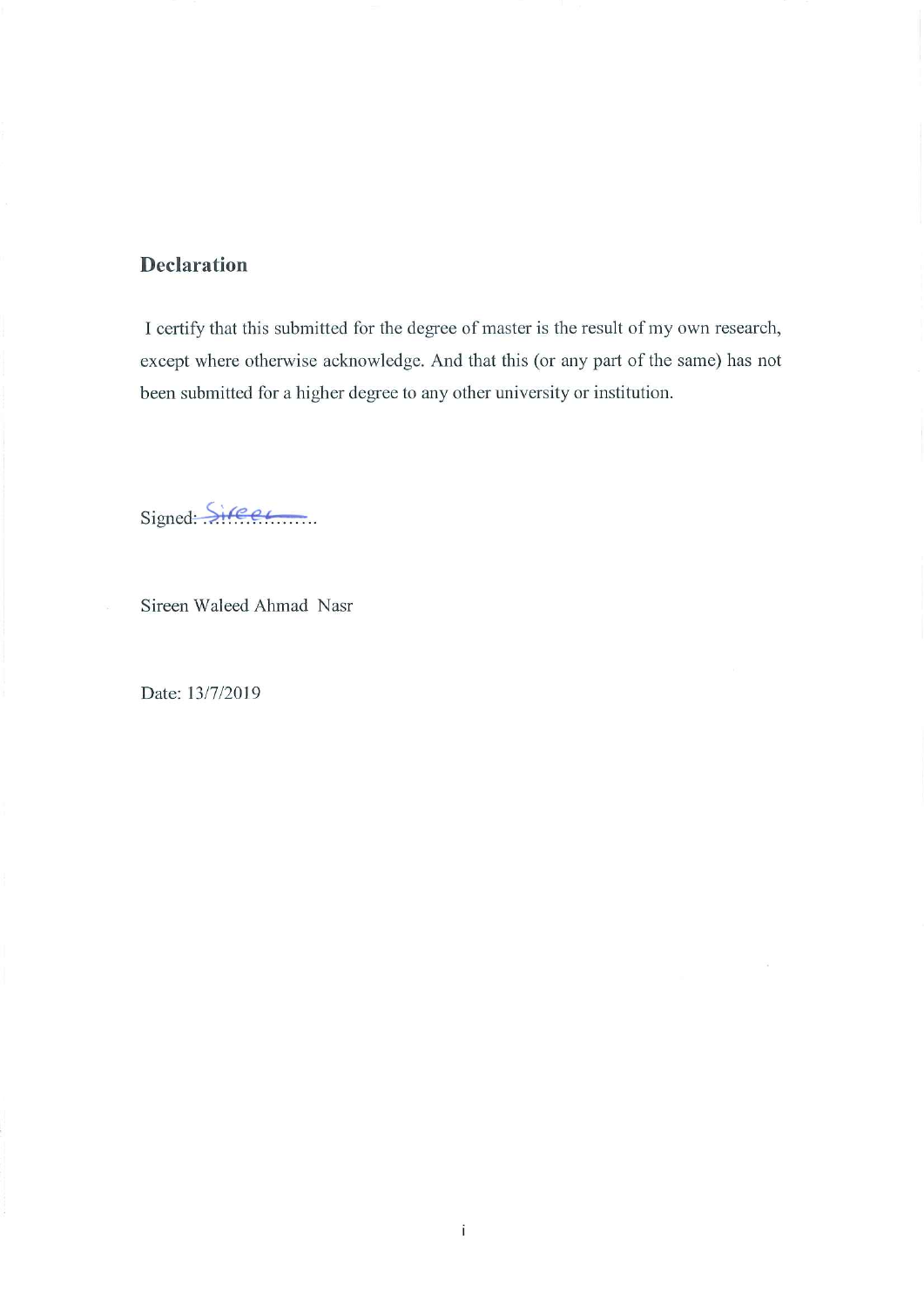## Declaration

I certify that this submitted for the degree of master is the result of my own research, except where otherwise acknowledge. And that this (or any part of the same) has not been submitted for a higher degree to any other university or institution.

Signed: Sireen...

Sireen Waleed Ahmad Nasr

Date: 13/7/2019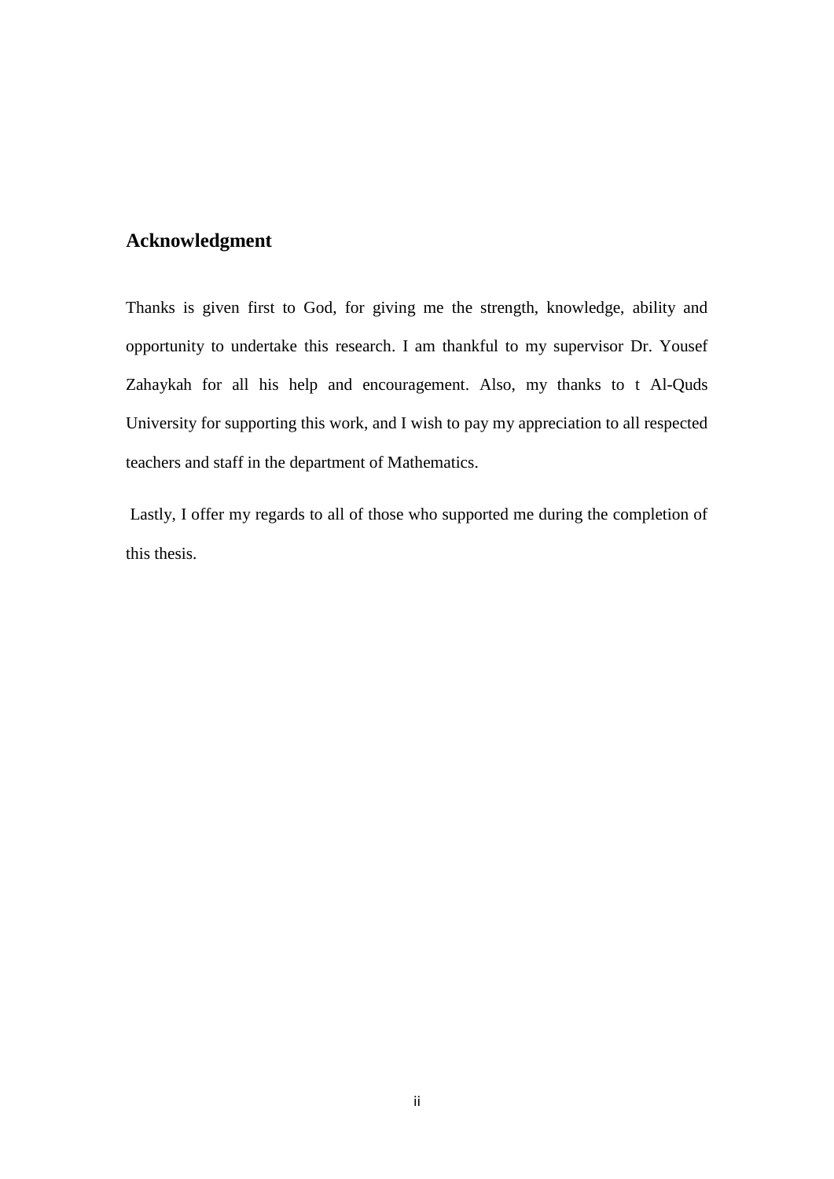## Acknowledgment

Thanks is given first to God, for giving me the strength, knowledge, ability and opportunity to undertake this research. I am thankful to my supervisor Dr. Yousef Zahaykah for all his help and encouragement. Also, my thanks to t Al-Quds University for supporting this work, and I wish to pay my appreciation to all respected teachers and staff in the department of Mathematics.

Lastly, I offer my regards to all of those who supported me during the completion of this thesis.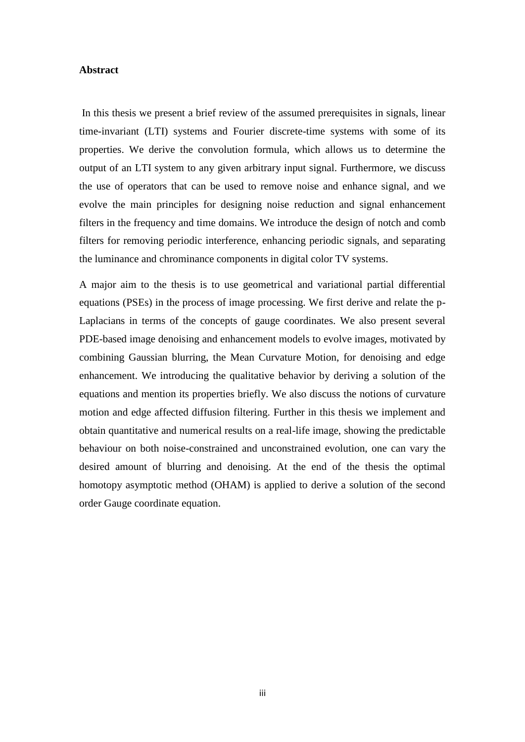**Abstract**

In this thesis we present a brief review of the assumed prerequisites in signals, linear time-invariant (LTI) systems and Fourier discrete-time systems with some of its properties. We derive the convolution formula, which allows us to determine the output of an LTI system to any given arbitrary input signal. Furthermore, we discuss the use of operators that can be used to remove noise and enhance signal, and we evolve the main principles for designing noise reduction and signal enhancement filters in the frequency and time domains. We introduce the design of notch and comb filters for removing periodic interference, enhancing periodic signals, and separating the luminance and chrominance components in digital color TV systems.

A major aim to the thesis is to use geometrical and variational partial differential equations (PSEs) in the process of image processing. We first derive and relate the p-Laplacians in terms of the concepts of gauge coordinates. We also present several PDE-based image denoising and enhancement models to evolve images, motivated by combining Gaussian blurring, the Mean Curvature Motion, for denoising and edge enhancement. We introducing the qualitative behavior by deriving a solution of the equations and mention its properties briefly. We also discuss the notions of curvature motion and edge affected diffusion filtering. Further in this thesis we implement and obtain quantitative and numerical results on a real-life image, showing the predictable behaviour on both noise-constrained and unconstrained evolution, one can vary the desired amount of blurring and denoising. At the end of the thesis the optimal homotopy asymptotic method (OHAM) is applied to derive a solution of the second order Gauge coordinate equation.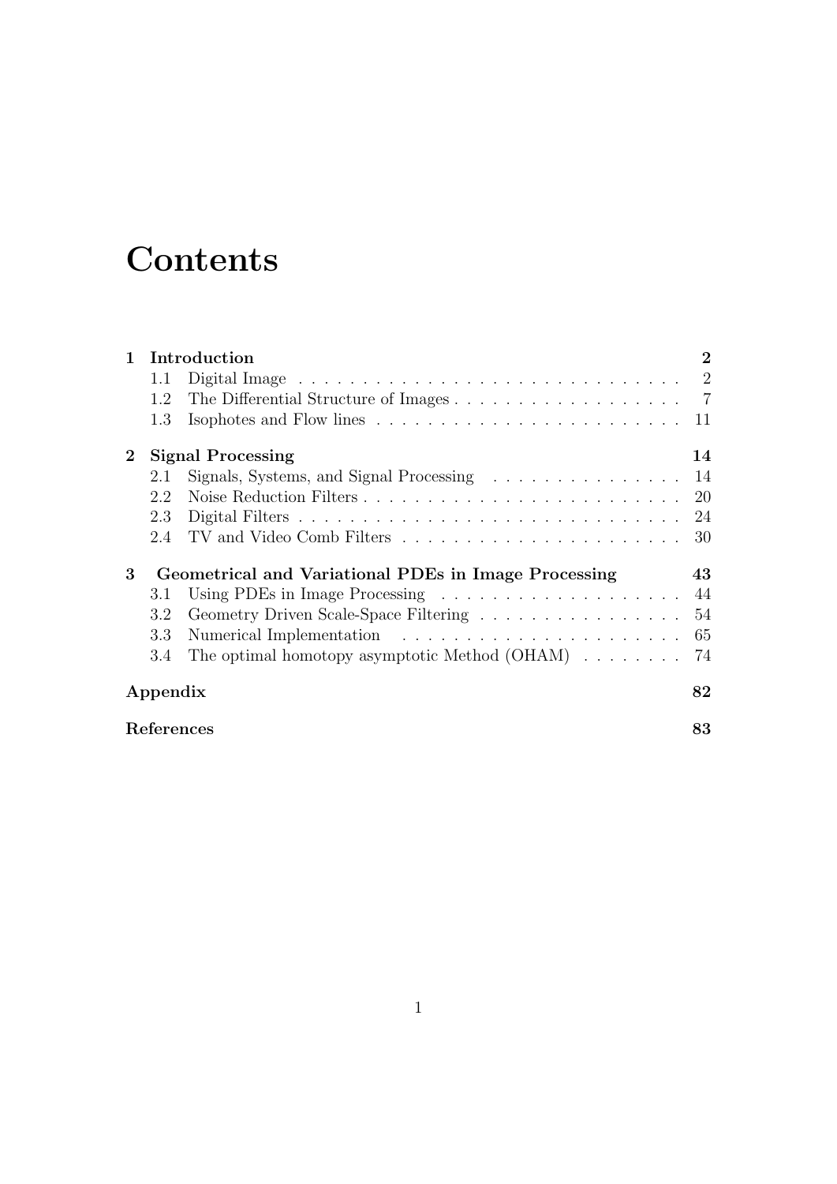# Contents

**1 Introduction** **2**

- 1.1 Digital Image . . . . . . . . . . . . . . . . . . . . . . . . . . . . . . . 2
- 1.2 The Differential Structure of Images . . . . . . . . . . . . . . . . . . 7
- 1.3 Isophotes and Flow lines . . . . . . . . . . . . . . . . . . . . . . . . 11

**2 Signal Processing** **14**

- 2.1 Signals, Systems, and Signal Processing . . . . . . . . . . . . . . . 14
- 2.2 Noise Reduction Filters . . . . . . . . . . . . . . . . . . . . . . . . . 20
- 2.3 Digital Filters . . . . . . . . . . . . . . . . . . . . . . . . . . . . . . 24
- 2.4 TV and Video Comb Filters . . . . . . . . . . . . . . . . . . . . . . 30

**3 Geometrical and Variational PDEs in Image Processing** **43**

- 3.1 Using PDEs in Image Processing . . . . . . . . . . . . . . . . . . . 44
- 3.2 Geometry Driven Scale-Space Filtering . . . . . . . . . . . . . . . . 54
- 3.3 Numerical Implementation . . . . . . . . . . . . . . . . . . . . . . 65
- 3.4 The optimal homotopy asymptotic Method (OHAM) . . . . . . . . 74

**Appendix** **82**

**References** **83**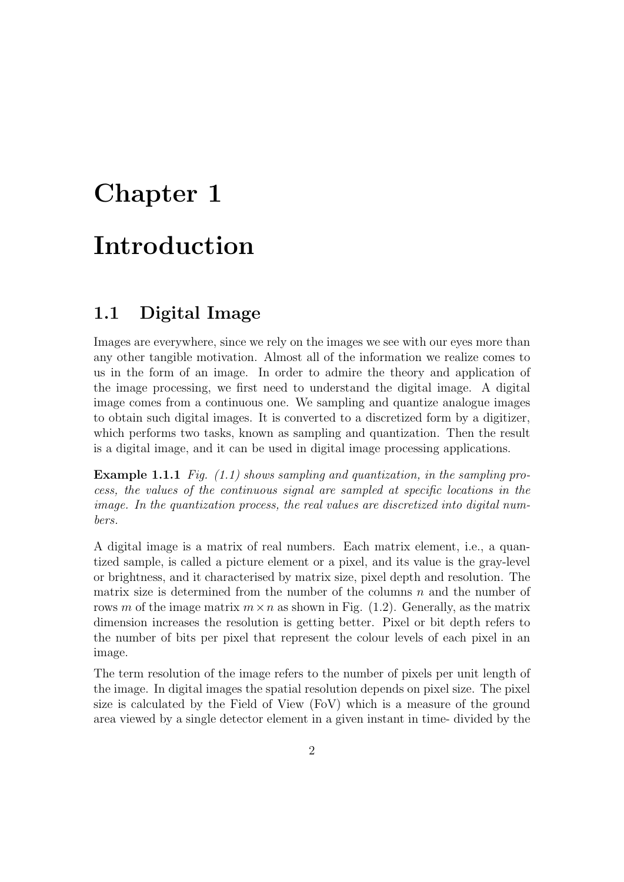# Chapter 1

# Introduction

## 1.1 Digital Image

Images are everywhere, since we rely on the images we see with our eyes more than any other tangible motivation. Almost all of the information we realize comes to us in the form of an image. In order to admire the theory and application of the image processing, we first need to understand the digital image. A digital image comes from a continuous one. We sampling and quantize analogue images to obtain such digital images. It is converted to a discretized form by a digitizer, which performs two tasks, known as sampling and quantization. Then the result is a digital image, and it can be used in digital image processing applications.

**Example 1.1.1** *Fig. (1.1) shows sampling and quantization, in the sampling process, the values of the continuous signal are sampled at specific locations in the image. In the quantization process, the real values are discretized into digital numbers.*

A digital image is a matrix of real numbers. Each matrix element, i.e., a quantized sample, is called a picture element or a pixel, and its value is the gray-level or brightness, and it characterised by matrix size, pixel depth and resolution. The matrix size is determined from the number of the columns $n$ and the number of rows $m$ of the image matrix $m \times n$ as shown in Fig. (1.2). Generally, as the matrix dimension increases the resolution is getting better. Pixel or bit depth refers to the number of bits per pixel that represent the colour levels of each pixel in an image.

The term resolution of the image refers to the number of pixels per unit length of the image. In digital images the spatial resolution depends on pixel size. The pixel size is calculated by the Field of View (FoV) which is a measure of the ground area viewed by a single detector element in a given instant in time- divided by the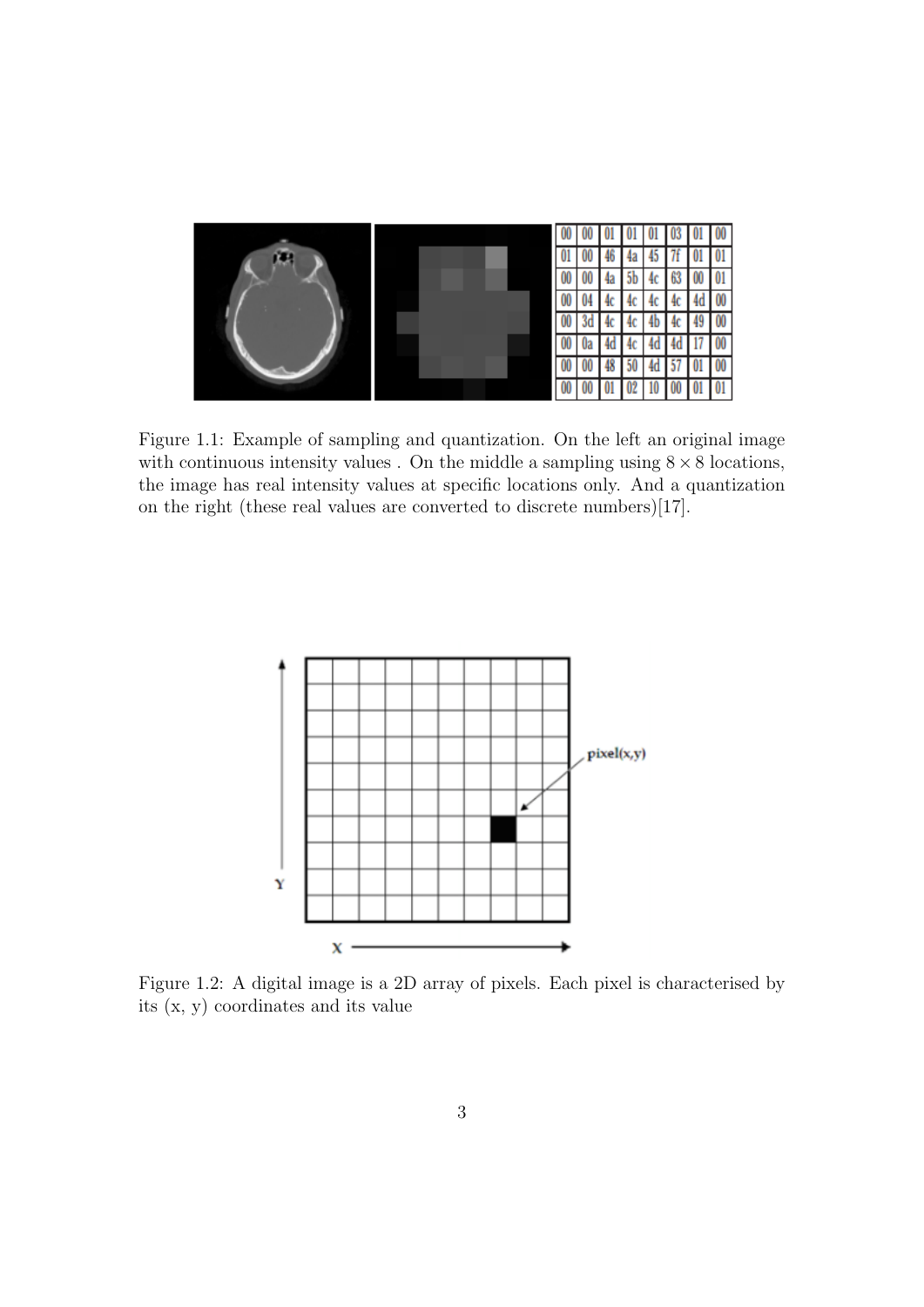Figure 1.1: Example of sampling and quantization. On the left an original image with continuous intensity values . On the middle a sampling using $8 \times 8$ locations, the image has real intensity values at specific locations only. And a quantization on the right (these real values are converted to discrete numbers)[17].

Figure 1.2: A digital image is a 2D array of pixels. Each pixel is characterised by its (x, y) coordinates and its value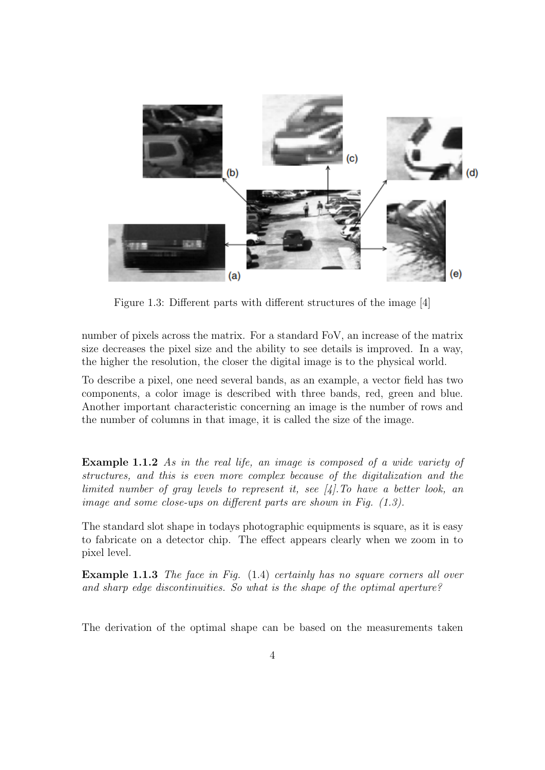Figure 1.3: Different parts with different structures of the image [4]

number of pixels across the matrix. For a standard FoV, an increase of the matrix size decreases the pixel size and the ability to see details is improved. In a way, the higher the resolution, the closer the digital image is to the physical world.

To describe a pixel, one need several bands, as an example, a vector field has two components, a color image is described with three bands, red, green and blue. Another important characteristic concerning an image is the number of rows and the number of columns in that image, it is called the size of the image.

**Example 1.1.2** *As in the real life, an image is composed of a wide variety of structures, and this is even more complex because of the digitalization and the limited number of gray levels to represent it, see [4].To have a better look, an image and some close-ups on different parts are shown in Fig. (1.3).*

The standard slot shape in todays photographic equipments is square, as it is easy to fabricate on a detector chip. The effect appears clearly when we zoom in to pixel level.

**Example 1.1.3** *The face in Fig.* (1.4) *certainly has no square corners all over and sharp edge discontinuities. So what is the shape of the optimal aperture?*

The derivation of the optimal shape can be based on the measurements taken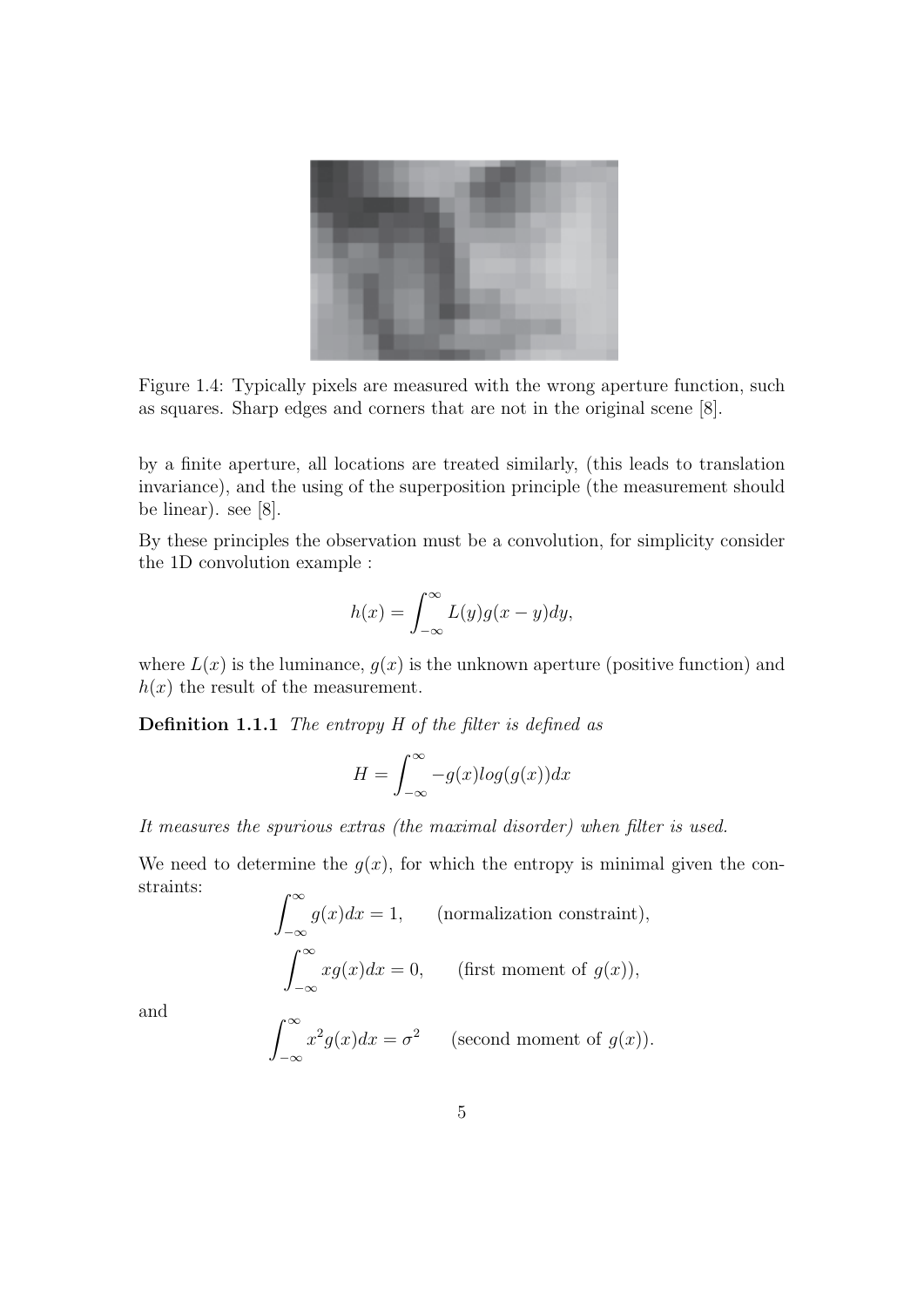Figure 1.4: Typically pixels are measured with the wrong aperture function, such as squares. Sharp edges and corners that are not in the original scene [8].

by a finite aperture, all locations are treated similarly, (this leads to translation invariance), and the using of the superposition principle (the measurement should be linear). see [8].

By these principles the observation must be a convolution, for simplicity consider the 1D convolution example :

$$h(x) = \int_{-\infty}^{\infty} L(y)g(x-y)dy,$$

where $L(x)$ is the luminance, $g(x)$ is the unknown aperture (positive function) and $h(x)$ the result of the measurement.

**Definition 1.1.1** *The entropy $H$ of the filter is defined as*

$$H = \int_{-\infty}^{\infty} -g(x)log(g(x))dx$$

*It measures the spurious extras (the maximal disorder) when filter is used.*

We need to determine the $g(x)$, for which the entropy is minimal given the constraints:

$$\int_{-\infty}^{\infty} g(x)dx = 1, \qquad \text{(normalization constraint)},$$

$$\int_{-\infty}^{\infty} xg(x)dx = 0, \qquad \text{(first moment of } g(x)\text{)},$$

and

$$\int_{-\infty}^{\infty} x^2 g(x)dx = \sigma^2 \qquad \text{(second moment of } g(x)\text{)}.$$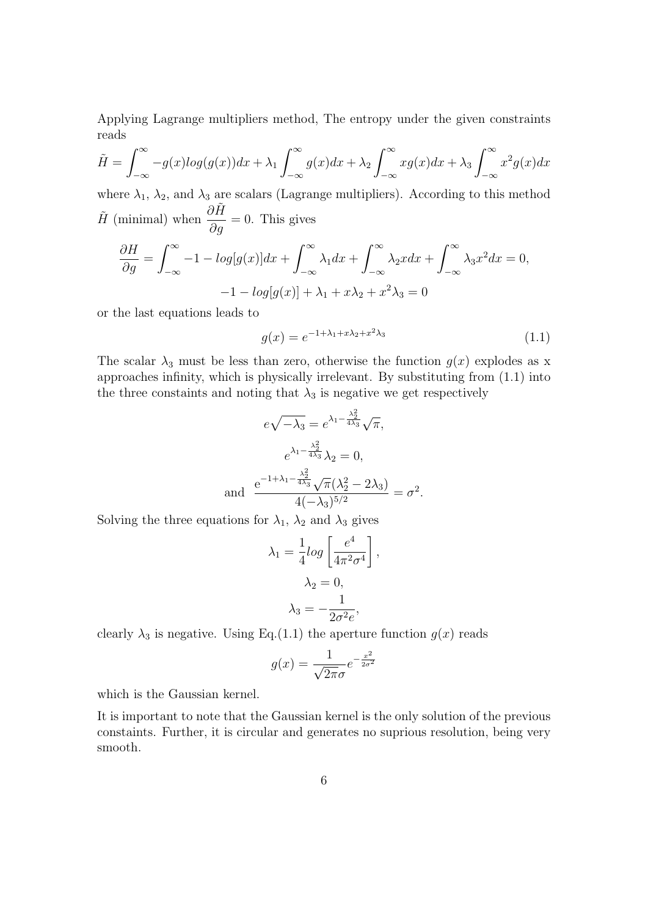Applying Lagrange multipliers method, The entropy under the given constraints reads

$$\tilde{H} = \int_{-\infty}^{\infty} -g(x)log(g(x))dx + \lambda_1 \int_{-\infty}^{\infty} g(x)dx + \lambda_2 \int_{-\infty}^{\infty} xg(x)dx + \lambda_3 \int_{-\infty}^{\infty} x^2 g(x)dx$$

where $\lambda_1$, $\lambda_2$, and $\lambda_3$ are scalars (Lagrange multipliers). According to this method $\tilde{H}$ (minimal) when $\dfrac{\partial \tilde{H}}{\partial g} = 0$. This gives

$$\frac{\partial H}{\partial g} = \int_{-\infty}^{\infty} -1 - log[g(x)]dx + \int_{-\infty}^{\infty} \lambda_1 dx + \int_{-\infty}^{\infty} \lambda_2 x dx + \int_{-\infty}^{\infty} \lambda_3 x^2 dx = 0,$$

$$-1 - log[g(x)] + \lambda_1 + x\lambda_2 + x^2\lambda_3 = 0$$

or the last equations leads to

$$g(x) = e^{-1+\lambda_1+x\lambda_2+x^2\lambda_3} \tag{1.1}$$

The scalar $\lambda_3$ must be less than zero, otherwise the function $g(x)$ explodes as x approaches infinity, which is physically irrelevant. By substituting from (1.1) into the three constaints and noting that $\lambda_3$ is negative we get respectively

$$e\sqrt{-\lambda_3} = e^{\lambda_1 - \frac{\lambda_2^2}{4\lambda_3}}\sqrt{\pi},$$

$$e^{\lambda_1 - \frac{\lambda_2^2}{4\lambda_3}}\lambda_2 = 0,$$

$$\text{and} \quad \frac{e^{-1+\lambda_1-\frac{\lambda_2^2}{4\lambda_3}}\sqrt{\pi}(\lambda_2^2 - 2\lambda_3)}{4(-\lambda_3)^{5/2}} = \sigma^2.$$

Solving the three equations for $\lambda_1$, $\lambda_2$ and $\lambda_3$ gives

$$\lambda_1 = \frac{1}{4}log\left[\frac{e^4}{4\pi^2\sigma^4}\right],$$

$$\lambda_2 = 0,$$

$$\lambda_3 = -\frac{1}{2\sigma^2 e},$$

clearly $\lambda_3$ is negative. Using Eq.(1.1) the aperture function $g(x)$ reads

$$g(x) = \frac{1}{\sqrt{2\pi}\sigma}e^{-\frac{x^2}{2\sigma^2}}$$

which is the Gaussian kernel.

It is important to note that the Gaussian kernel is the only solution of the previous constaints. Further, it is circular and generates no suprious resolution, being very smooth.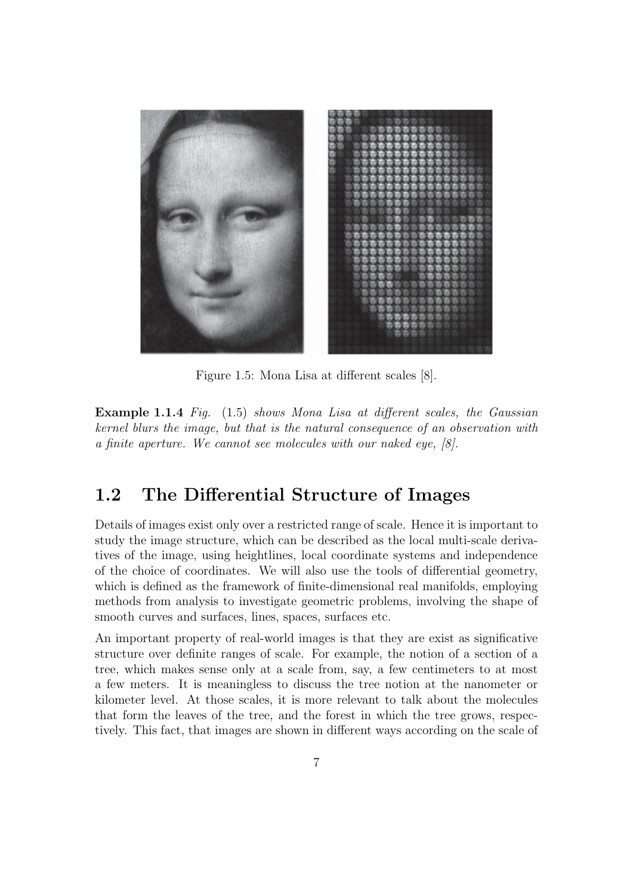Figure 1.5: Mona Lisa at different scales [8].

**Example 1.1.4** *Fig.* (1.5) *shows Mona Lisa at different scales, the Gaussian kernel blurs the image, but that is the natural consequence of an observation with a finite aperture. We cannot see molecules with our naked eye, [8].*

## 1.2 The Differential Structure of Images

Details of images exist only over a restricted range of scale. Hence it is important to study the image structure, which can be described as the local multi-scale derivatives of the image, using heightlines, local coordinate systems and independence of the choice of coordinates. We will also use the tools of differential geometry, which is defined as the framework of finite-dimensional real manifolds, employing methods from analysis to investigate geometric problems, involving the shape of smooth curves and surfaces, lines, spaces, surfaces etc.

An important property of real-world images is that they are exist as significative structure over definite ranges of scale. For example, the notion of a section of a tree, which makes sense only at a scale from, say, a few centimeters to at most a few meters. It is meaningless to discuss the tree notion at the nanometer or kilometer level. At those scales, it is more relevant to talk about the molecules that form the leaves of the tree, and the forest in which the tree grows, respectively. This fact, that images are shown in different ways according on the scale of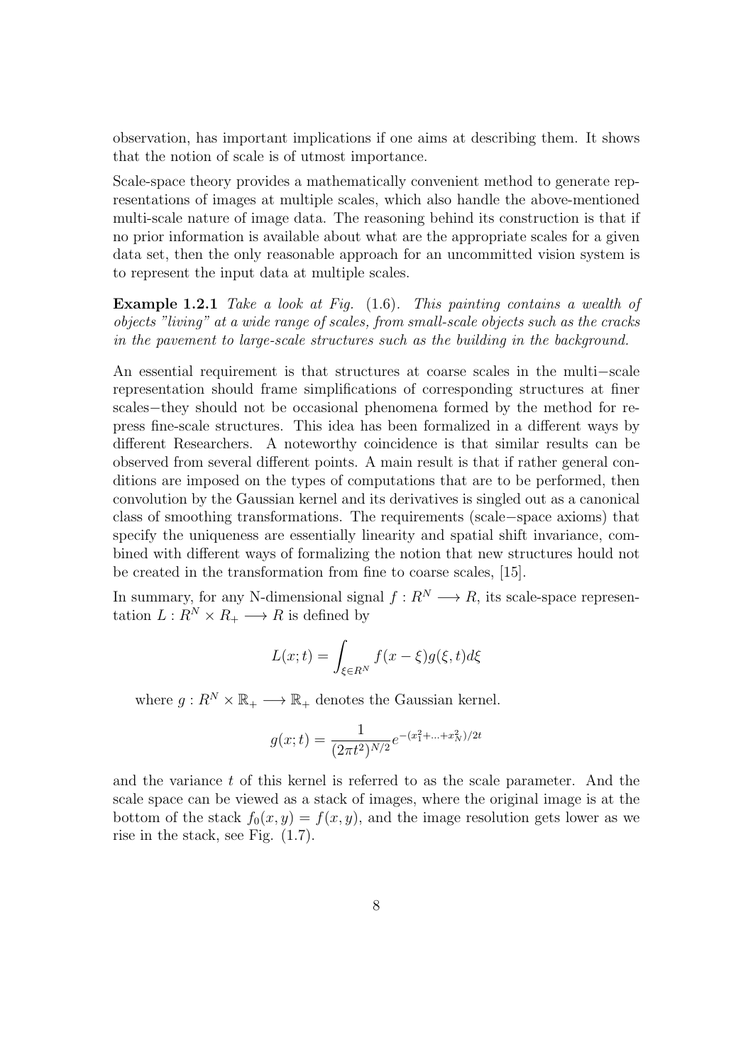observation, has important implications if one aims at describing them. It shows that the notion of scale is of utmost importance.

Scale-space theory provides a mathematically convenient method to generate representations of images at multiple scales, which also handle the above-mentioned multi-scale nature of image data. The reasoning behind its construction is that if no prior information is available about what are the appropriate scales for a given data set, then the only reasonable approach for an uncommitted vision system is to represent the input data at multiple scales.

**Example 1.2.1** *Take a look at Fig.* (1.6)*. This painting contains a wealth of objects "living" at a wide range of scales, from small-scale objects such as the cracks in the pavement to large-scale structures such as the building in the background.*

An essential requirement is that structures at coarse scales in the multi−scale representation should frame simplifications of corresponding structures at finer scales−they should not be occasional phenomena formed by the method for repress fine-scale structures. This idea has been formalized in a different ways by different Researchers. A noteworthy coincidence is that similar results can be observed from several different points. A main result is that if rather general conditions are imposed on the types of computations that are to be performed, then convolution by the Gaussian kernel and its derivatives is singled out as a canonical class of smoothing transformations. The requirements (scale−space axioms) that specify the uniqueness are essentially linearity and spatial shift invariance, combined with different ways of formalizing the notion that new structures hould not be created in the transformation from fine to coarse scales, [15].

In summary, for any N-dimensional signal $f : R^N \longrightarrow R$, its scale-space representation $L : R^N \times R_+ \longrightarrow R$ is defined by

$$L(x;t) = \int_{\xi \in R^N} f(x-\xi) g(\xi,t) d\xi$$

where $g : R^N \times \mathbb{R}_+ \longrightarrow \mathbb{R}_+$ denotes the Gaussian kernel.

$$g(x;t) = \frac{1}{(2\pi t^2)^{N/2}} e^{-(x_1^2+\ldots+x_N^2)/2t}$$

and the variance $t$ of this kernel is referred to as the scale parameter. And the scale space can be viewed as a stack of images, where the original image is at the bottom of the stack $f_0(x,y) = f(x,y)$, and the image resolution gets lower as we rise in the stack, see Fig. (1.7).